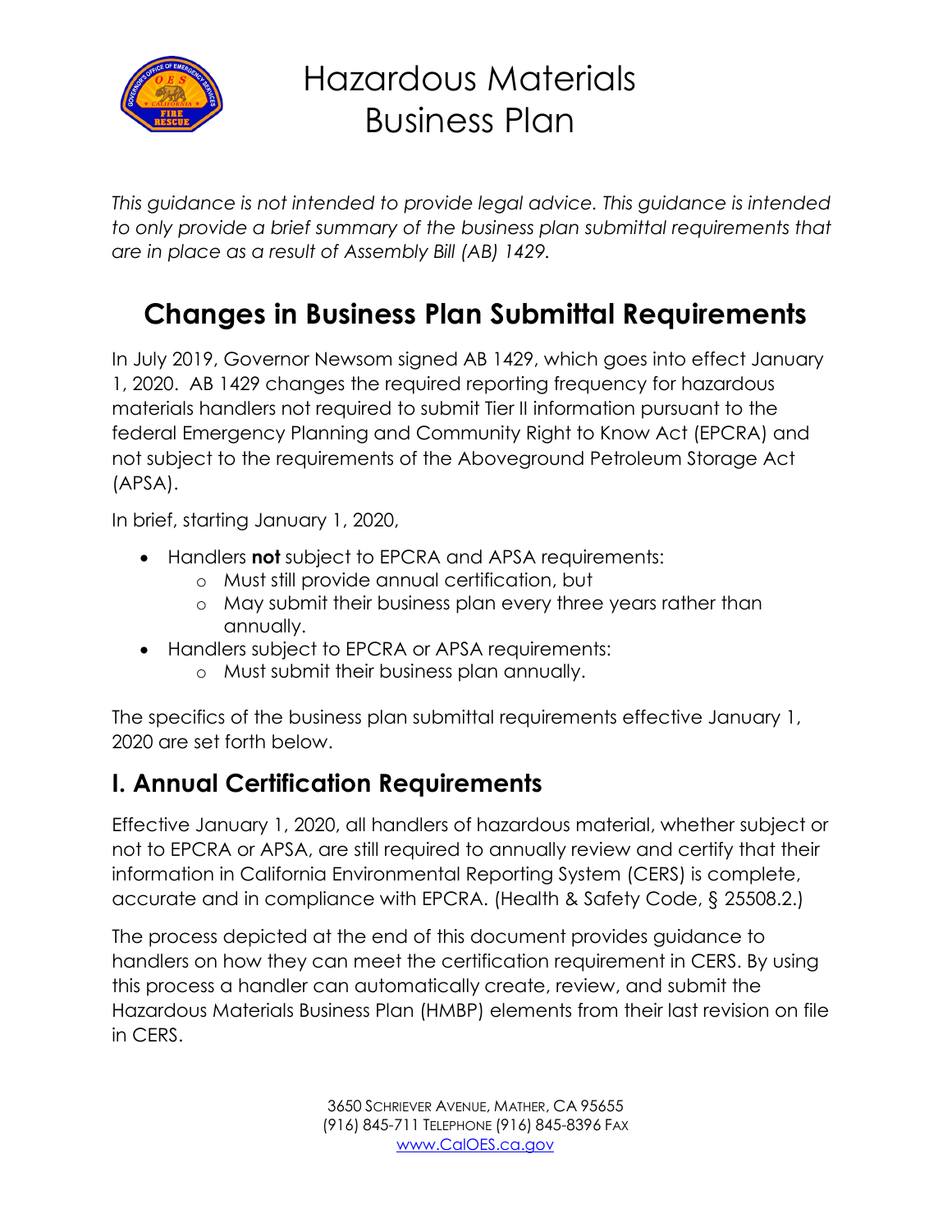# Hazardous Materials Business Plan

*This guidance is not intended to provide legal advice. This guidance is intended to only provide a brief summary of the business plan submittal requirements that are in place as a result of Assembly Bill (AB) 1429.*

## Changes in Business Plan Submittal Requirements

In July 2019, Governor Newsom signed AB 1429, which goes into effect January 1, 2020. AB 1429 changes the required reporting frequency for hazardous materials handlers not required to submit Tier II information pursuant to the federal Emergency Planning and Community Right to Know Act (EPCRA) and not subject to the requirements of the Aboveground Petroleum Storage Act (APSA).

In brief, starting January 1, 2020,

- Handlers **not** subject to EPCRA and APSA requirements:
  - Must still provide annual certification, but
  - May submit their business plan every three years rather than annually.
- Handlers subject to EPCRA or APSA requirements:
  - Must submit their business plan annually.

The specifics of the business plan submittal requirements effective January 1, 2020 are set forth below.

## I. Annual Certification Requirements

Effective January 1, 2020, all handlers of hazardous material, whether subject or not to EPCRA or APSA, are still required to annually review and certify that their information in California Environmental Reporting System (CERS) is complete, accurate and in compliance with EPCRA. (Health & Safety Code, § 25508.2.)

The process depicted at the end of this document provides guidance to handlers on how they can meet the certification requirement in CERS. By using this process a handler can automatically create, review, and submit the Hazardous Materials Business Plan (HMBP) elements from their last revision on file in CERS.

3650 Schriever Avenue, Mather, CA 95655
(916) 845-711 Telephone (916) 845-8396 Fax
www.CalOES.ca.gov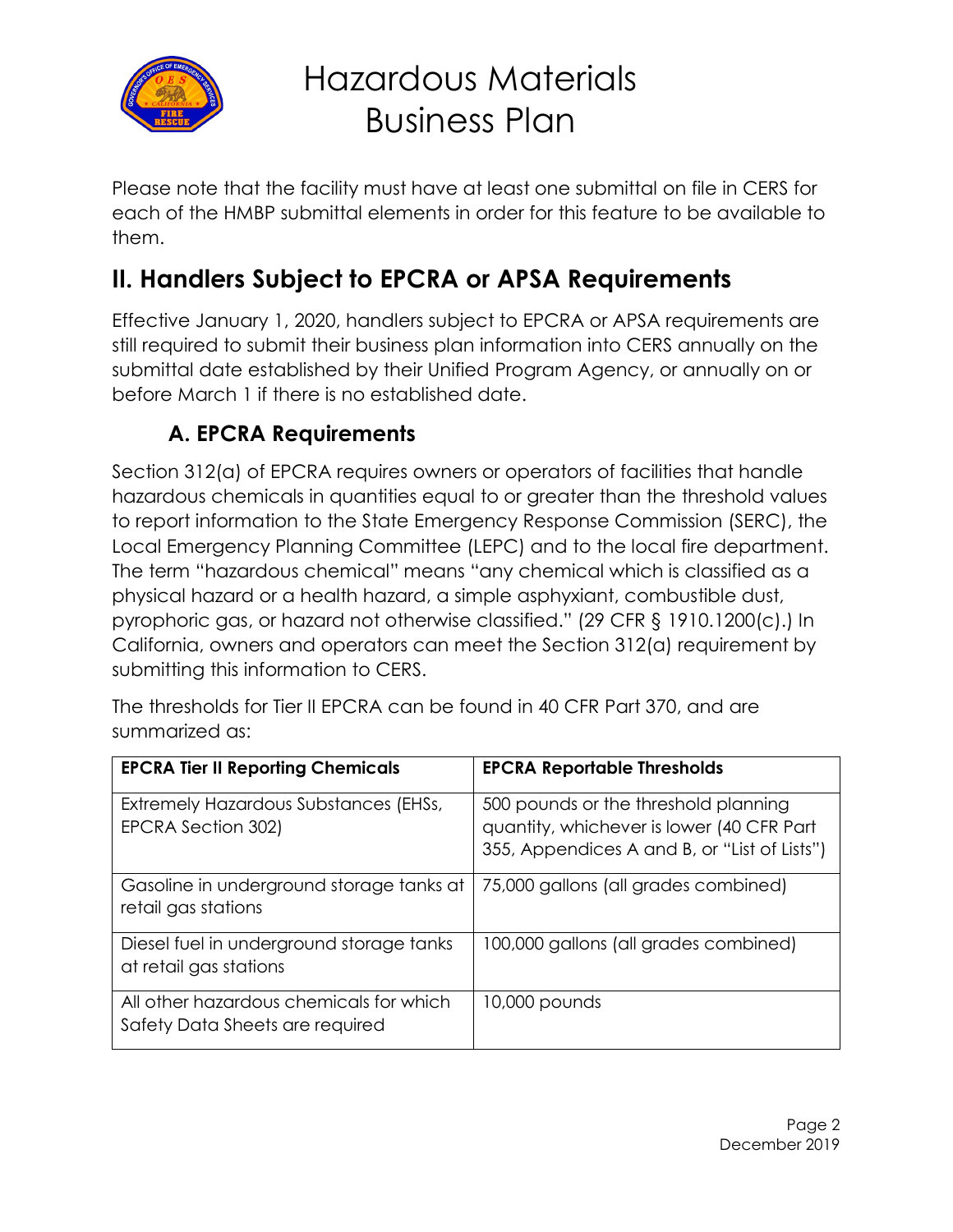Please note that the facility must have at least one submittal on file in CERS for each of the HMBP submittal elements in order for this feature to be available to them.

## II. Handlers Subject to EPCRA or APSA Requirements

Effective January 1, 2020, handlers subject to EPCRA or APSA requirements are still required to submit their business plan information into CERS annually on the submittal date established by their Unified Program Agency, or annually on or before March 1 if there is no established date.

### A. EPCRA Requirements

Section 312(a) of EPCRA requires owners or operators of facilities that handle hazardous chemicals in quantities equal to or greater than the threshold values to report information to the State Emergency Response Commission (SERC), the Local Emergency Planning Committee (LEPC) and to the local fire department. The term "hazardous chemical" means "any chemical which is classified as a physical hazard or a health hazard, a simple asphyxiant, combustible dust, pyrophoric gas, or hazard not otherwise classified." (29 CFR § 1910.1200(c).) In California, owners and operators can meet the Section 312(a) requirement by submitting this information to CERS.

The thresholds for Tier II EPCRA can be found in 40 CFR Part 370, and are summarized as:

| EPCRA Tier II Reporting Chemicals | EPCRA Reportable Thresholds |
|---|---|
| Extremely Hazardous Substances (EHSs, EPCRA Section 302) | 500 pounds or the threshold planning quantity, whichever is lower (40 CFR Part 355, Appendices A and B, or "List of Lists") |
| Gasoline in underground storage tanks at retail gas stations | 75,000 gallons (all grades combined) |
| Diesel fuel in underground storage tanks at retail gas stations | 100,000 gallons (all grades combined) |
| All other hazardous chemicals for which Safety Data Sheets are required | 10,000 pounds |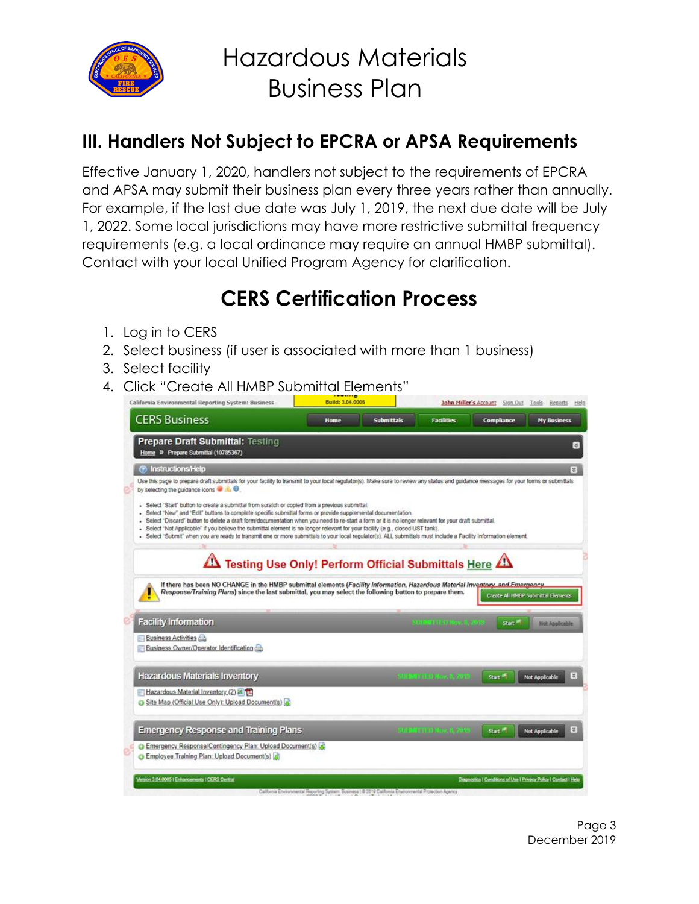# Hazardous Materials Business Plan

## III. Handlers Not Subject to EPCRA or APSA Requirements

Effective January 1, 2020, handlers not subject to the requirements of EPCRA and APSA may submit their business plan every three years rather than annually. For example, if the last due date was July 1, 2019, the next due date will be July 1, 2022. Some local jurisdictions may have more restrictive submittal frequency requirements (e.g. a local ordinance may require an annual HMBP submittal). Contact with your local Unified Program Agency for clarification.

## CERS Certification Process

1. Log in to CERS
2. Select business (if user is associated with more than 1 business)
3. Select facility
4. Click "Create All HMBP Submittal Elements"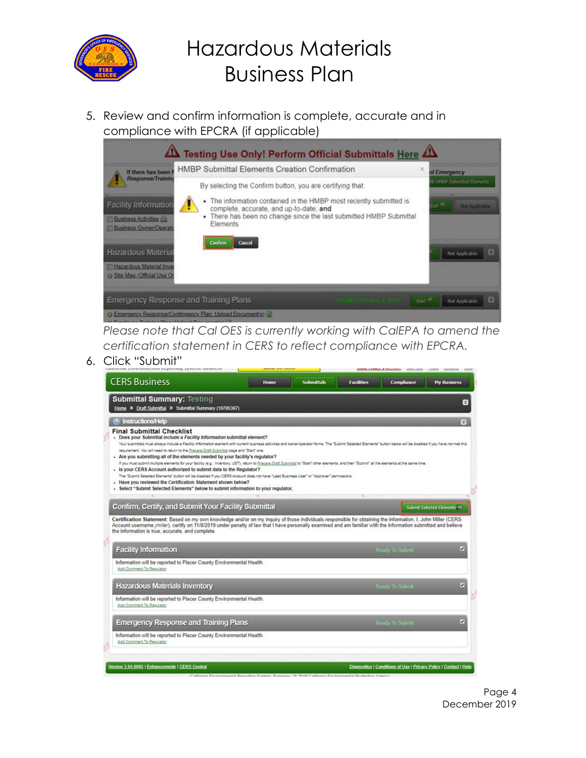5. Review and confirm information is complete, accurate and in compliance with EPCRA (if applicable)

*Please note that Cal OES is currently working with CalEPA to amend the certification statement in CERS to reflect compliance with EPCRA.*

6. Click “Submit”